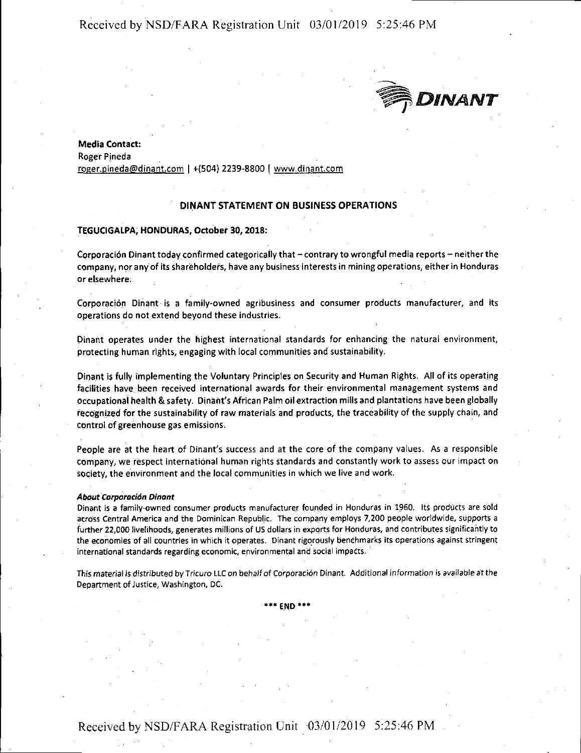DINANT

**Media Contact:**
Roger Pineda
roger.pineda@dinant.com | +(504) 2239-8800 | www.dinant.com

## DINANT STATEMENT ON BUSINESS OPERATIONS

**TEGUCIGALPA, HONDURAS, October 30, 2018:**

Corporación Dinant today confirmed categorically that – contrary to wrongful media reports – neither the company, nor any of its shareholders, have any business interests in mining operations, either in Honduras or elsewhere.

Corporación Dinant is a family-owned agribusiness and consumer products manufacturer, and its operations do not extend beyond these industries.

Dinant operates under the highest international standards for enhancing the natural environment, protecting human rights, engaging with local communities and sustainability.

Dinant is fully implementing the Voluntary Principles on Security and Human Rights. All of its operating facilities have been received international awards for their environmental management systems and occupational health & safety. Dinant's African Palm oil extraction mills and plantations have been globally recognized for the sustainability of raw materials and products, the traceability of the supply chain, and control of greenhouse gas emissions.

People are at the heart of Dinant's success and at the core of the company values. As a responsible company, we respect international human rights standards and constantly work to assess our impact on society, the environment and the local communities in which we live and work.

***About Corporación Dinant***

Dinant is a family-owned consumer products manufacturer founded in Honduras in 1960. Its products are sold across Central America and the Dominican Republic. The company employs 7,200 people worldwide, supports a further 22,000 livelihoods, generates millions of US dollars in exports for Honduras, and contributes significantly to the economies of all countries in which it operates. Dinant rigorously benchmarks its operations against stringent international standards regarding economic, environmental and social impacts.

*This material is distributed by Tricuro LLC on behalf of Corporación Dinant. Additional information is available at the Department of Justice, Washington, DC.*

\*\*\* END \*\*\*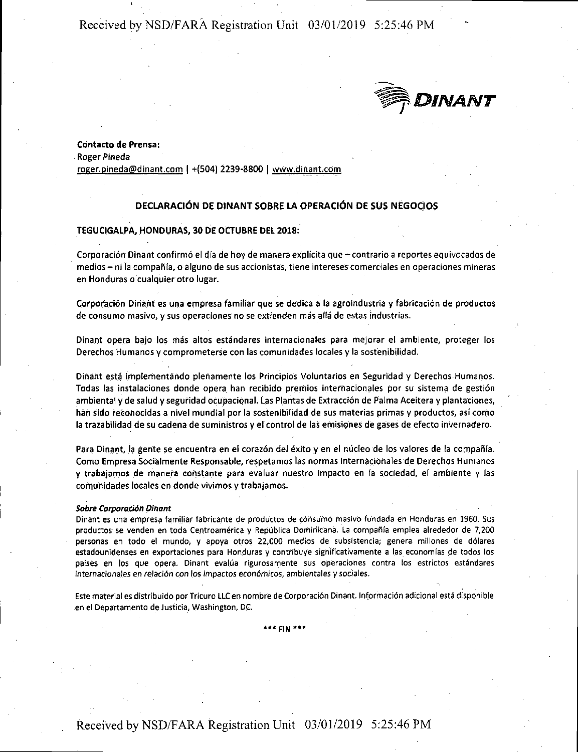DINANT

**Contacto de Prensa:**
Roger Pineda
roger.pineda@dinant.com | +(504) 2239-8800 | www.dinant.com

## DECLARACIÓN DE DINANT SOBRE LA OPERACIÓN DE SUS NEGOCIOS

**TEGUCIGALPA, HONDURAS, 30 DE OCTUBRE DEL 2018:**

Corporación Dinant confirmó el día de hoy de manera explícita que – contrario a reportes equivocados de medios – ni la compañía, o alguno de sus accionistas, tiene intereses comerciales en operaciones mineras en Honduras o cualquier otro lugar.

Corporación Dinant es una empresa familiar que se dedica a la agroindustria y fabricación de productos de consumo masivo, y sus operaciones no se extienden más allá de estas industrias.

Dinant opera bajo los más altos estándares internacionales para mejorar el ambiente, proteger los Derechos Humanos y comprometerse con las comunidades locales y la sostenibilidad.

Dinant está implementando plenamente los Principios Voluntarios en Seguridad y Derechos Humanos. Todas las instalaciones donde opera han recibido premios internacionales por su sistema de gestión ambiental y de salud y seguridad ocupacional. Las Plantas de Extracción de Palma Aceitera y plantaciones, han sido reconocidas a nivel mundial por la sostenibilidad de sus materias primas y productos, así como la trazabilidad de su cadena de suministros y el control de las emisiones de gases de efecto invernadero.

Para Dinant, la gente se encuentra en el corazón del éxito y en el núcleo de los valores de la compañía. Como Empresa Socialmente Responsable, respetamos las normas internacionales de Derechos Humanos y trabajamos de manera constante para evaluar nuestro impacto en la sociedad, el ambiente y las comunidades locales en donde vivimos y trabajamos.

***Sobre Corporación Dinant***
Dinant es una empresa familiar fabricante de productos de consumo masivo fundada en Honduras en 1960. Sus productos se venden en toda Centroamérica y República Dominicana. La compañía emplea alrededor de 7,200 personas en todo el mundo, y apoya otros 22,000 medios de subsistencia; genera millones de dólares estadounidenses en exportaciones para Honduras y contribuye significativamente a las economías de todos los países en los que opera. Dinant evalúa rigurosamente sus operaciones contra los estrictos estándares internacionales en relación con los impactos económicos, ambientales y sociales.

Este material es distribuido por Tricuro LLC en nombre de Corporación Dinant. Información adicional está disponible en el Departamento de Justicia, Washington, DC.

*** FIN ***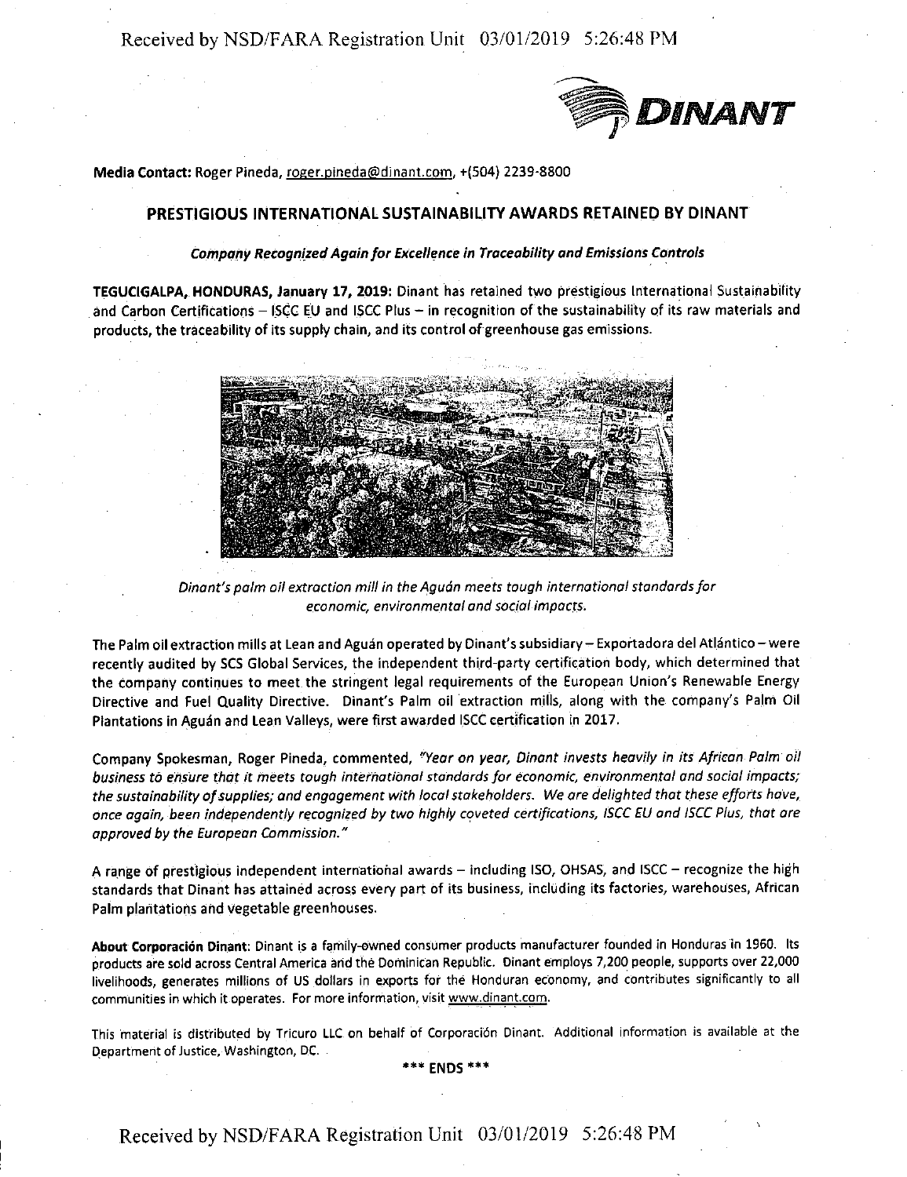**Media Contact:** Roger Pineda, roger.pineda@dinant.com, +(504) 2239-8800

## PRESTIGIOUS INTERNATIONAL SUSTAINABILITY AWARDS RETAINED BY DINANT

***Company Recognized Again for Excellence in Traceability and Emissions Controls***

**TEGUCIGALPA, HONDURAS, January 17, 2019:** Dinant has retained two prestigious International Sustainability and Carbon Certifications – ISCC EU and ISCC Plus – in recognition of the sustainability of its raw materials and products, the traceability of its supply chain, and its control of greenhouse gas emissions.

*Dinant's palm oil extraction mill in the Aguán meets tough international standards for economic, environmental and social impacts.*

The Palm oil extraction mills at Lean and Aguán operated by Dinant's subsidiary – Exportadora del Atlántico – were recently audited by SCS Global Services, the independent third-party certification body, which determined that the company continues to meet the stringent legal requirements of the European Union's Renewable Energy Directive and Fuel Quality Directive. Dinant's Palm oil extraction mills, along with the company's Palm Oil Plantations in Aguán and Lean Valleys, were first awarded ISCC certification in 2017.

Company Spokesman, Roger Pineda, commented, *"Year on year, Dinant invests heavily in its African Palm oil business to ensure that it meets tough international standards for economic, environmental and social impacts; the sustainability of supplies; and engagement with local stakeholders. We are delighted that these efforts have, once again, been independently recognized by two highly coveted certifications, ISCC EU and ISCC Plus, that are approved by the European Commission."*

A range of prestigious independent international awards – including ISO, OHSAS, and ISCC – recognize the high standards that Dinant has attained across every part of its business, including its factories, warehouses, African Palm plantations and vegetable greenhouses.

**About Corporación Dinant:** Dinant is a family-owned consumer products manufacturer founded in Honduras in 1960. Its products are sold across Central America and the Dominican Republic. Dinant employs 7,200 people, supports over 22,000 livelihoods, generates millions of US dollars in exports for the Honduran economy, and contributes significantly to all communities in which it operates. For more information, visit www.dinant.com.

This material is distributed by Tricuro LLC on behalf of Corporación Dinant. Additional information is available at the Department of Justice, Washington, DC.

\*\*\* ENDS \*\*\*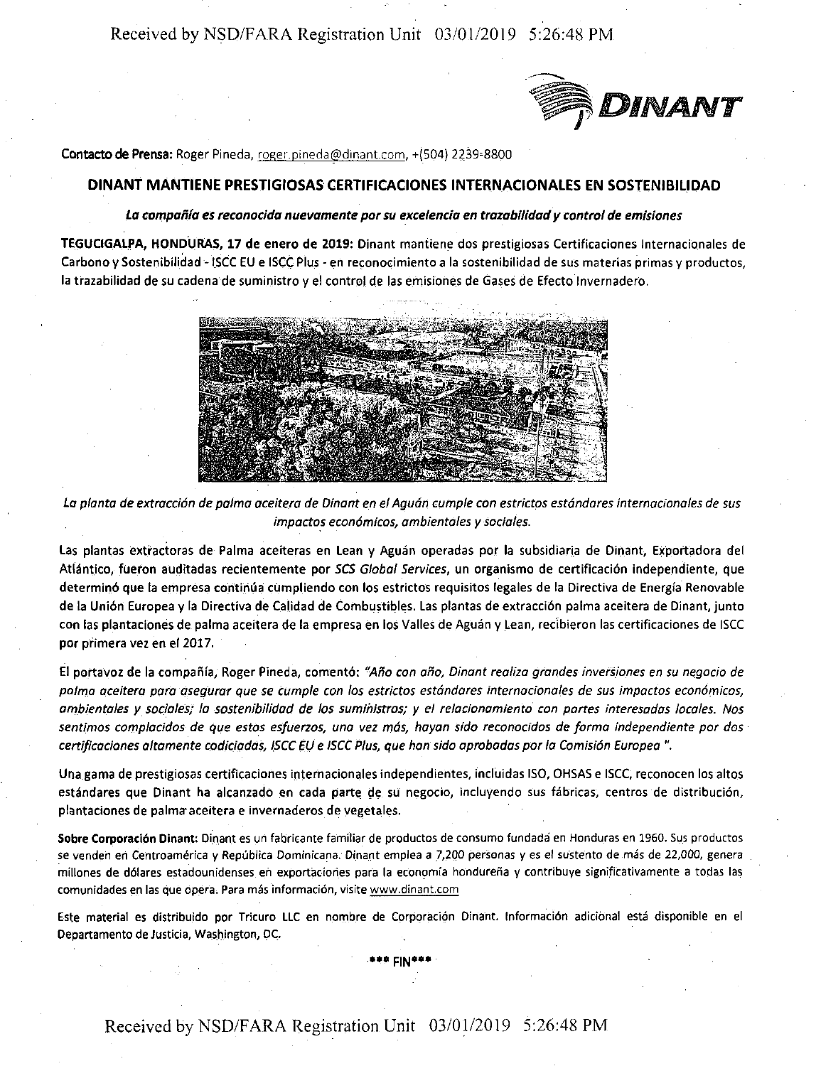DINANT

**Contacto de Prensa:** Roger Pineda, roger.pineda@dinant.com, +(504) 2239-8800

## DINANT MANTIENE PRESTIGIOSAS CERTIFICACIONES INTERNACIONALES EN SOSTENIBILIDAD

***La compañía es reconocida nuevamente por su excelencia en trazabilidad y control de emisiones***

**TEGUCIGALPA, HONDURAS, 17 de enero de 2019:** Dinant mantiene dos prestigiosas Certificaciones Internacionales de Carbono y Sostenibilidad - ISCC EU e ISCC Plus - en reconocimiento a la sostenibilidad de sus materias primas y productos, la trazabilidad de su cadena de suministro y el control de las emisiones de Gases de Efecto Invernadero.

*La planta de extracción de palma aceitera de Dinant en el Aguán cumple con estrictos estándares internacionales de sus impactos económicos, ambientales y sociales.*

Las plantas extractoras de Palma aceiteras en Lean y Aguán operadas por la subsidiaria de Dinant, Exportadora del Atlántico, fueron auditadas recientemente por *SCS Global Services*, un organismo de certificación independiente, que determinó que la empresa continúa cumpliendo con los estrictos requisitos legales de la Directiva de Energía Renovable de la Unión Europea y la Directiva de Calidad de Combustibles. Las plantas de extracción palma aceitera de Dinant, junto con las plantaciones de palma aceitera de la empresa en los Valles de Aguán y Lean, recibieron las certificaciones de ISCC por primera vez en el 2017.

El portavoz de la compañía, Roger Pineda, comentó: *"Año con año, Dinant realiza grandes inversiones en su negocio de palma aceitera para asegurar que se cumple con los estrictos estándares internacionales de sus impactos económicos, ambientales y sociales; la sostenibilidad de los suministros; y el relacionamiento con partes interesadas locales. Nos sentimos complacidos de que estos esfuerzos, una vez más, hayan sido reconocidos de forma independiente por dos certificaciones altamente codiciadas, ISCC EU e ISCC Plus, que han sido aprobadas por la Comisión Europea ".*

Una gama de prestigiosas certificaciones internacionales independientes, incluidas ISO, OHSAS e ISCC, reconocen los altos estándares que Dinant ha alcanzado en cada parte de su negocio, incluyendo sus fábricas, centros de distribución, plantaciones de palma aceitera e invernaderos de vegetales.

**Sobre Corporación Dinant:** Dinant es un fabricante familiar de productos de consumo fundada en Honduras en 1960. Sus productos se venden en Centroamérica y República Dominicana. Dinant emplea a 7,200 personas y es el sustento de más de 22,000, genera millones de dólares estadounidenses en exportaciones para la economía hondureña y contribuye significativamente a todas las comunidades en las que opera. Para más información, visite www.dinant.com

Este material es distribuido por Tricuro LLC en nombre de Corporación Dinant. Información adicional está disponible en el Departamento de Justicia, Washington, DC.

\*\*\* FIN\*\*\*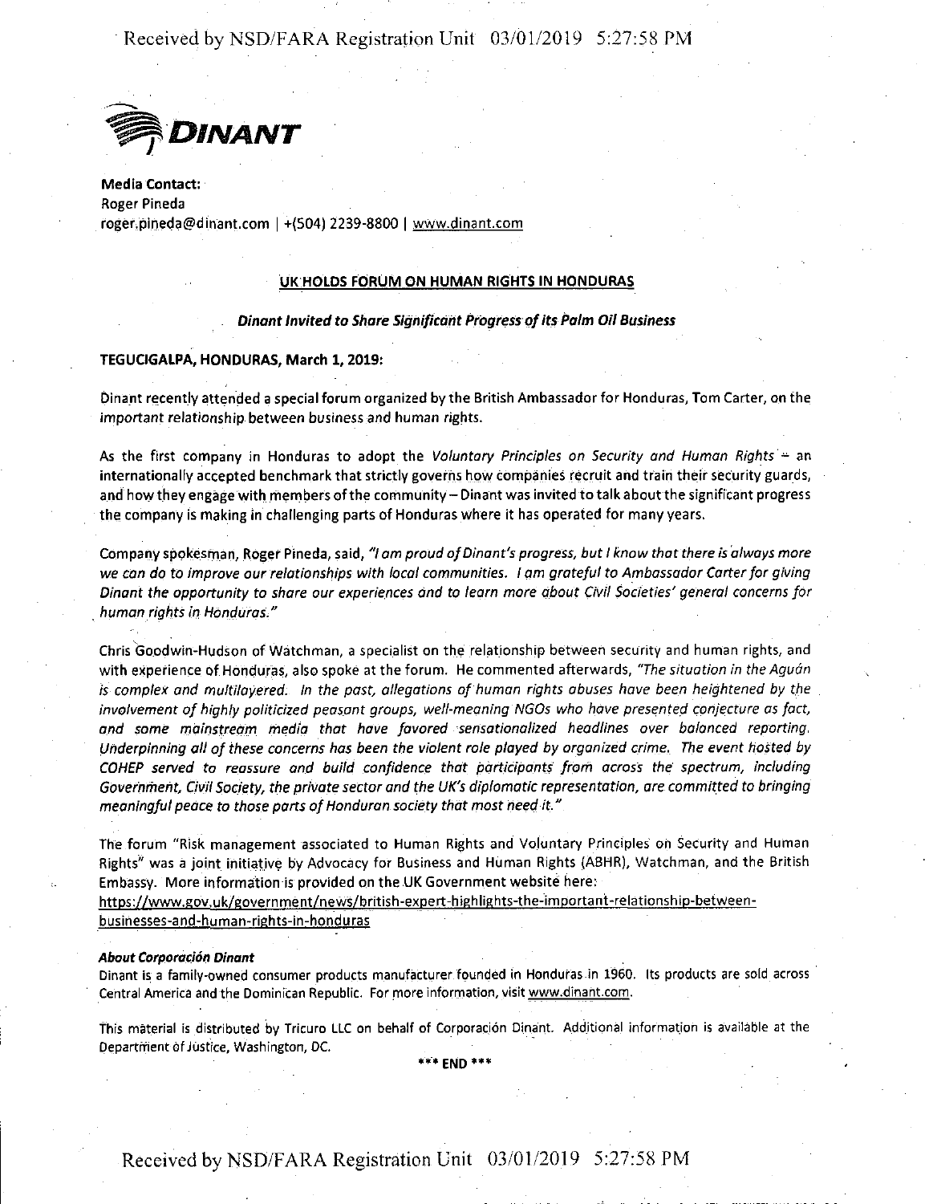**DINANT**

**Media Contact:**
Roger Pineda
roger.pineda@dinant.com | +(504) 2239-8800 | www.dinant.com

**UK HOLDS FORUM ON HUMAN RIGHTS IN HONDURAS**

***Dinant Invited to Share Significant Progress of its Palm Oil Business***

**TEGUCIGALPA, HONDURAS, March 1, 2019:**

Dinant recently attended a special forum organized by the British Ambassador for Honduras, Tom Carter, on the important relationship between business and human rights.

As the first company in Honduras to adopt the *Voluntary Principles on Security and Human Rights* – an internationally accepted benchmark that strictly governs how companies recruit and train their security guards, and how they engage with members of the community – Dinant was invited to talk about the significant progress the company is making in challenging parts of Honduras where it has operated for many years.

Company spokesman, Roger Pineda, said, *"I am proud of Dinant's progress, but I know that there is always more we can do to improve our relationships with local communities. I am grateful to Ambassador Carter for giving Dinant the opportunity to share our experiences and to learn more about Civil Societies' general concerns for human rights in Honduras."*

Chris Goodwin-Hudson of Watchman, a specialist on the relationship between security and human rights, and with experience of Honduras, also spoke at the forum. He commented afterwards, *"The situation in the Aguán is complex and multilayered. In the past, allegations of human rights abuses have been heightened by the involvement of highly politicized peasant groups, well-meaning NGOs who have presented conjecture as fact, and some mainstream media that have favored sensationalized headlines over balanced reporting. Underpinning all of these concerns has been the violent role played by organized crime. The event hosted by COHEP served to reassure and build confidence that participants from across the spectrum, including Government, Civil Society, the private sector and the UK's diplomatic representation, are committed to bringing meaningful peace to those parts of Honduran society that most need it."*

The forum "Risk management associated to Human Rights and Voluntary Principles on Security and Human Rights" was a joint initiative by Advocacy for Business and Human Rights (ABHR), Watchman, and the British Embassy. More information is provided on the UK Government website here:
https://www.gov.uk/government/news/british-expert-highlights-the-important-relationship-between-businesses-and-human-rights-in-honduras

***About Corporación Dinant***
Dinant is a family-owned consumer products manufacturer founded in Honduras in 1960. Its products are sold across Central America and the Dominican Republic. For more information, visit www.dinant.com.

This material is distributed by Tricuro LLC on behalf of Corporación Dinant. Additional information is available at the Department of Justice, Washington, DC.

\*\*\* END \*\*\*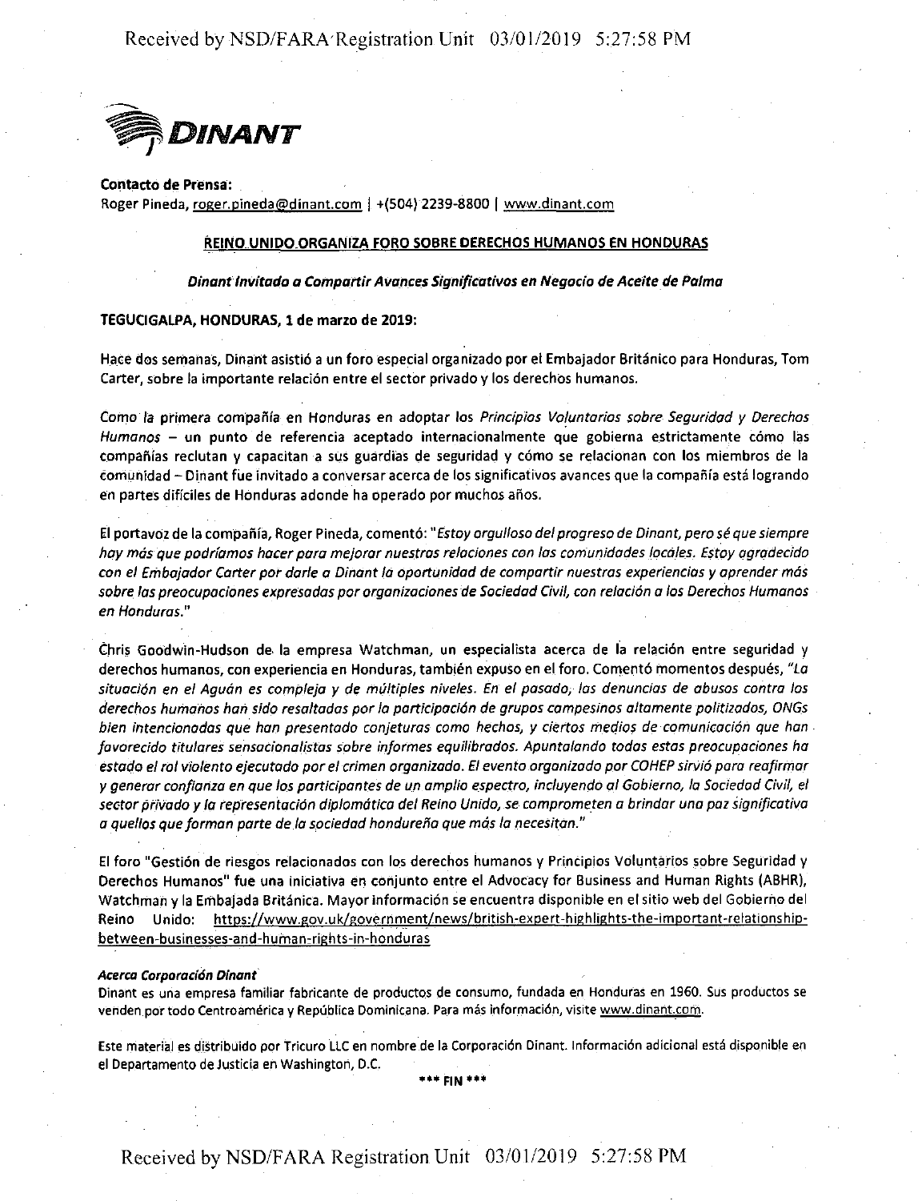**DINANT**

**Contacto de Prensa:**
Roger Pineda, roger.pineda@dinant.com | +(504) 2239-8800 | www.dinant.com

## REINO UNIDO ORGANIZA FORO SOBRE DERECHOS HUMANOS EN HONDURAS

***Dinant Invitado a Compartir Avances Significativos en Negocio de Aceite de Palma***

**TEGUCIGALPA, HONDURAS, 1 de marzo de 2019:**

Hace dos semanas, Dinant asistió a un foro especial organizado por el Embajador Británico para Honduras, Tom Carter, sobre la importante relación entre el sector privado y los derechos humanos.

Como la primera compañía en Honduras en adoptar los *Principios Voluntarios sobre Seguridad y Derechos Humanos* – un punto de referencia aceptado internacionalmente que gobierna estrictamente cómo las compañías reclutan y capacitan a sus guardias de seguridad y cómo se relacionan con los miembros de la comunidad – Dinant fue invitado a conversar acerca de los significativos avances que la compañía está logrando en partes difíciles de Honduras adonde ha operado por muchos años.

El portavoz de la compañía, Roger Pineda, comentó: "*Estoy orgulloso del progreso de Dinant, pero sé que siempre hay más que podríamos hacer para mejorar nuestras relaciones con las comunidades locales. Estoy agradecido con el Embajador Carter por darle a Dinant la oportunidad de compartir nuestras experiencias y aprender más sobre las preocupaciones expresadas por organizaciones de Sociedad Civil, con relación a los Derechos Humanos en Honduras.*"

Chris Goodwin-Hudson de la empresa Watchman, un especialista acerca de la relación entre seguridad y derechos humanos, con experiencia en Honduras, también expuso en el foro. Comentó momentos después, "*La situación en el Aguán es compleja y de múltiples niveles. En el pasado, las denuncias de abusos contra los derechos humanos han sido resaltadas por la participación de grupos campesinos altamente politizados, ONGs bien intencionadas que han presentado conjeturas como hechos, y ciertos medios de comunicación que han favorecido titulares sensacionalistas sobre informes equilibrados. Apuntalando todas estas preocupaciones ha estado el rol violento ejecutado por el crimen organizado. El evento organizado por COHEP sirvió para reafirmar y generar confianza en que los participantes de un amplio espectro, incluyendo al Gobierno, la Sociedad Civil, el sector privado y la representación diplomática del Reino Unido, se comprometen a brindar una paz significativa a quellos que forman parte de la sociedad hondureña que más la necesitan.*"

El foro "Gestión de riesgos relacionados con los derechos humanos y Principios Voluntarios sobre Seguridad y Derechos Humanos" fue una iniciativa en conjunto entre el Advocacy for Business and Human Rights (ABHR), Watchman y la Embajada Británica. Mayor información se encuentra disponible en el sitio web del Gobierno del Reino Unido: https://www.gov.uk/government/news/british-expert-highlights-the-important-relationship-between-businesses-and-human-rights-in-honduras

***Acerca Corporación Dinant***
Dinant es una empresa familiar fabricante de productos de consumo, fundada en Honduras en 1960. Sus productos se venden por todo Centroamérica y República Dominicana. Para más información, visite www.dinant.com.

Este material es distribuido por Tricuro LLC en nombre de la Corporación Dinant. Información adicional está disponible en el Departamento de Justicia en Washington, D.C.

\*\*\* FIN \*\*\*